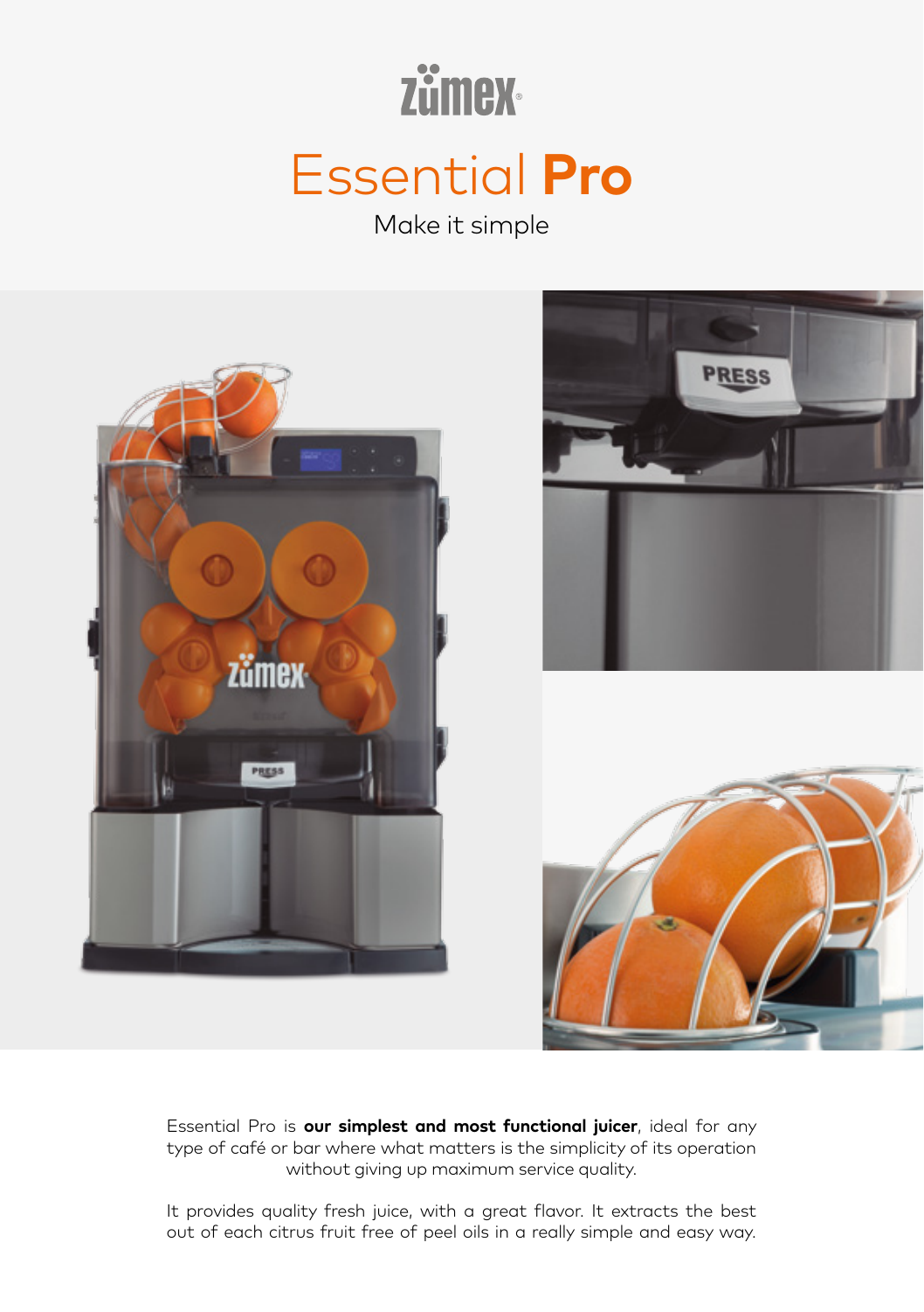zümex

# Essential **Pro**

Make it simple

Essential Pro is **our simplest and most functional juicer**, ideal for any type of café or bar where what matters is the simplicity of its operation without giving up maximum service quality.

It provides quality fresh juice, with a great flavor. It extracts the best out of each citrus fruit free of peel oils in a really simple and easy way.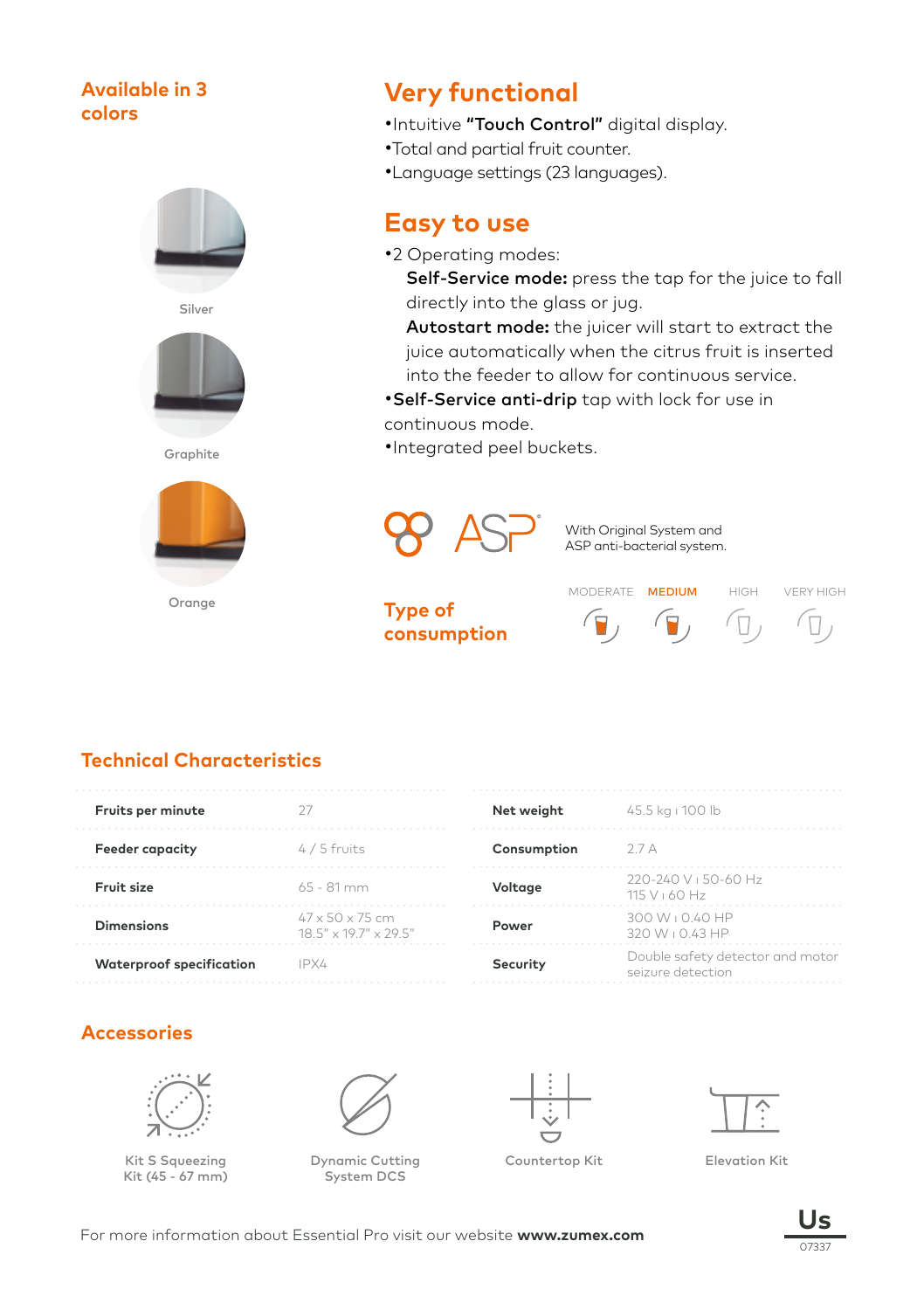## Available in 3 colors

Silver

Graphite

Orange

## Very functional

- Intuitive **"Touch Control"** digital display.
- Total and partial fruit counter.
- Language settings (23 languages).

## Easy to use

- 2 Operating modes:
  **Self-Service mode:** press the tap for the juice to fall directly into the glass or jug.
  **Autostart mode:** the juicer will start to extract the juice automatically when the citrus fruit is inserted into the feeder to allow for continuous service.
- **Self-Service anti-drip** tap with lock for use in continuous mode.
- Integrated peel buckets.

ASP®

With Original System and ASP anti-bacterial system.

## Type of consumption

MODERATE **MEDIUM** HIGH VERY HIGH

## Technical Characteristics

| | | | |
|---|---|---|---|
| **Fruits per minute** | 27 | **Net weight** | 45.5 kg ı 100 lb |
| **Feeder capacity** | 4 / 5 fruits | **Consumption** | 2.7 A |
| **Fruit size** | 65 - 81 mm | **Voltage** | 220-240 V ı 50-60 Hz<br>115 V ı 60 Hz |
| **Dimensions** | 47 x 50 x 75 cm<br>18.5" x 19.7" x 29.5" | **Power** | 300 W ı 0.40 HP<br>320 W ı 0.43 HP |
| **Waterproof specification** | IPX4 | **Security** | Double safety detector and motor seizure detection |

## Accessories

Kit S Squeezing Kit (45 - 67 mm)

Dynamic Cutting System DCS

Countertop Kit

Elevation Kit

For more information about Essential Pro visit our website **www.zumex.com**

Us

07337